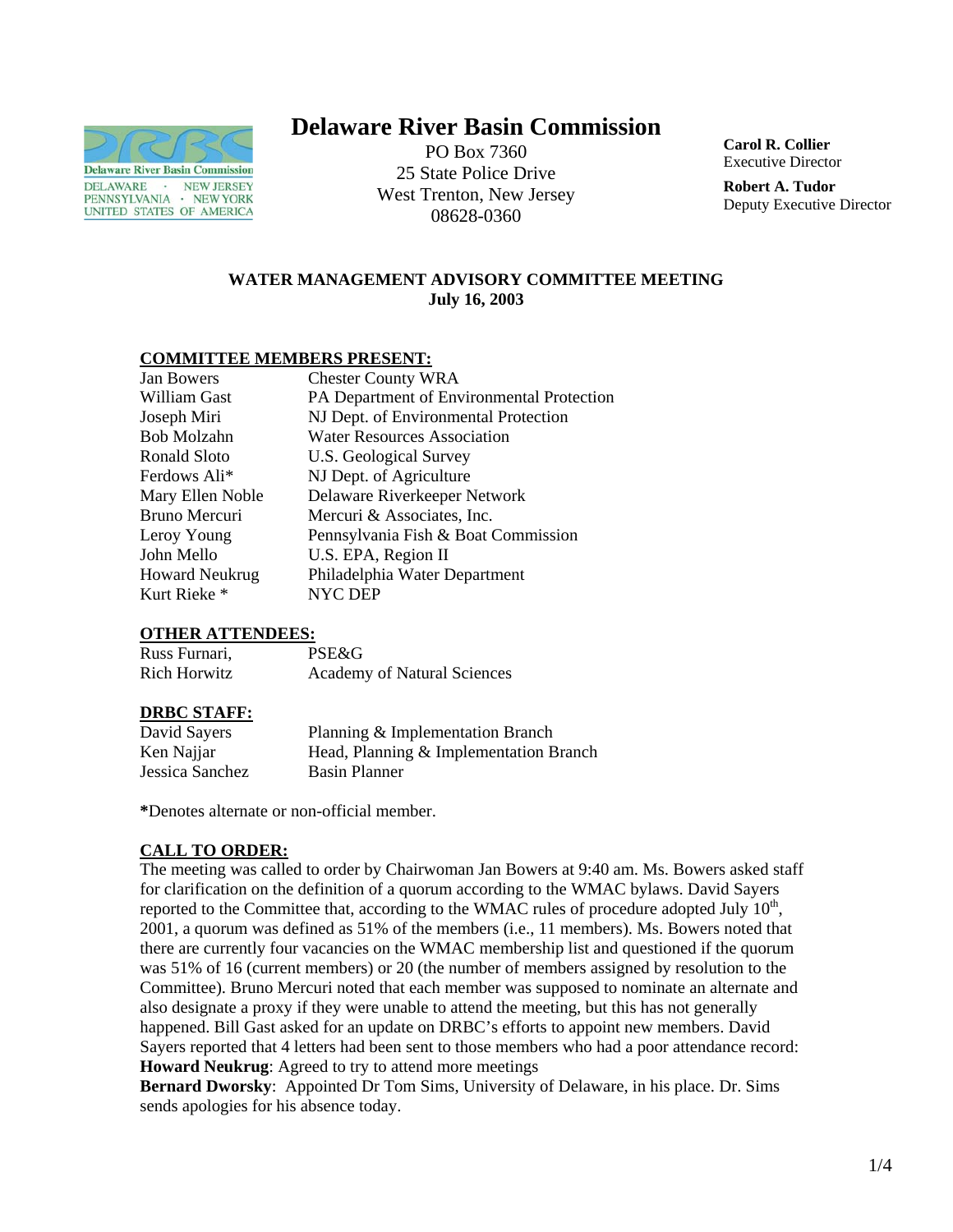# Delaware River Basin Commission

PO Box 7360
25 State Police Drive
West Trenton, New Jersey
08628-0360

**Carol R. Collier**
Executive Director

**Robert A. Tudor**
Deputy Executive Director

## WATER MANAGEMENT ADVISORY COMMITTEE MEETING
## July 16, 2003

**COMMITTEE MEMBERS PRESENT:**

| | |
|---|---|
| Jan Bowers | Chester County WRA |
| William Gast | PA Department of Environmental Protection |
| Joseph Miri | NJ Dept. of Environmental Protection |
| Bob Molzahn | Water Resources Association |
| Ronald Sloto | U.S. Geological Survey |
| Ferdows Ali* | NJ Dept. of Agriculture |
| Mary Ellen Noble | Delaware Riverkeeper Network |
| Bruno Mercuri | Mercuri & Associates, Inc. |
| Leroy Young | Pennsylvania Fish & Boat Commission |
| John Mello | U.S. EPA, Region II |
| Howard Neukrug | Philadelphia Water Department |
| Kurt Rieke * | NYC DEP |

**OTHER ATTENDEES:**

| | |
|---|---|
| Russ Furnari, | PSE&G |
| Rich Horwitz | Academy of Natural Sciences |

**DRBC STAFF:**

| | |
|---|---|
| David Sayers | Planning & Implementation Branch |
| Ken Najjar | Head, Planning & Implementation Branch |
| Jessica Sanchez | Basin Planner |

**\***Denotes alternate or non-official member.

**CALL TO ORDER:**

The meeting was called to order by Chairwoman Jan Bowers at 9:40 am. Ms. Bowers asked staff for clarification on the definition of a quorum according to the WMAC bylaws. David Sayers reported to the Committee that, according to the WMAC rules of procedure adopted July 10th, 2001, a quorum was defined as 51% of the members (i.e., 11 members). Ms. Bowers noted that there are currently four vacancies on the WMAC membership list and questioned if the quorum was 51% of 16 (current members) or 20 (the number of members assigned by resolution to the Committee). Bruno Mercuri noted that each member was supposed to nominate an alternate and also designate a proxy if they were unable to attend the meeting, but this has not generally happened. Bill Gast asked for an update on DRBC's efforts to appoint new members. David Sayers reported that 4 letters had been sent to those members who had a poor attendance record:

**Howard Neukrug**: Agreed to try to attend more meetings

**Bernard Dworsky**: Appointed Dr Tom Sims, University of Delaware, in his place. Dr. Sims sends apologies for his absence today.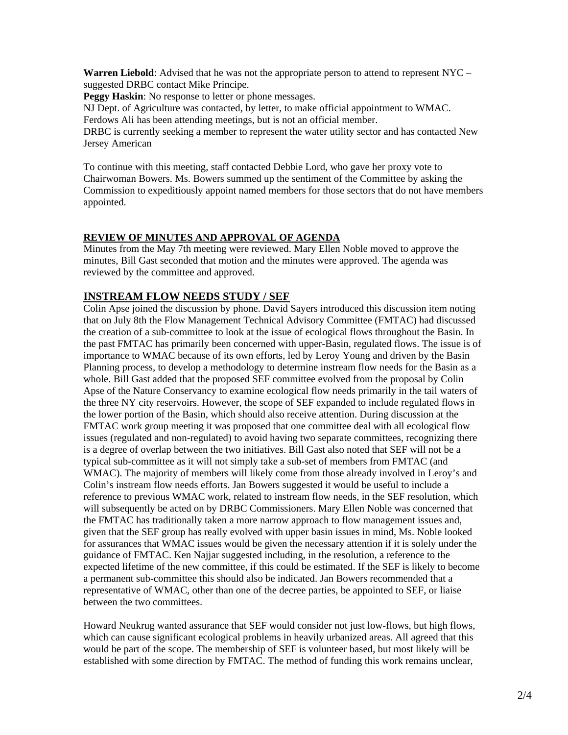**Warren Liebold**: Advised that he was not the appropriate person to attend to represent NYC – suggested DRBC contact Mike Principe.
**Peggy Haskin**: No response to letter or phone messages.
NJ Dept. of Agriculture was contacted, by letter, to make official appointment to WMAC. Ferdows Ali has been attending meetings, but is not an official member.
DRBC is currently seeking a member to represent the water utility sector and has contacted New Jersey American

To continue with this meeting, staff contacted Debbie Lord, who gave her proxy vote to Chairwoman Bowers. Ms. Bowers summed up the sentiment of the Committee by asking the Commission to expeditiously appoint named members for those sectors that do not have members appointed.

## REVIEW OF MINUTES AND APPROVAL OF AGENDA

Minutes from the May 7th meeting were reviewed. Mary Ellen Noble moved to approve the minutes, Bill Gast seconded that motion and the minutes were approved. The agenda was reviewed by the committee and approved.

## INSTREAM FLOW NEEDS STUDY / SEF

Colin Apse joined the discussion by phone. David Sayers introduced this discussion item noting that on July 8th the Flow Management Technical Advisory Committee (FMTAC) had discussed the creation of a sub-committee to look at the issue of ecological flows throughout the Basin. In the past FMTAC has primarily been concerned with upper-Basin, regulated flows. The issue is of importance to WMAC because of its own efforts, led by Leroy Young and driven by the Basin Planning process, to develop a methodology to determine instream flow needs for the Basin as a whole. Bill Gast added that the proposed SEF committee evolved from the proposal by Colin Apse of the Nature Conservancy to examine ecological flow needs primarily in the tail waters of the three NY city reservoirs. However, the scope of SEF expanded to include regulated flows in the lower portion of the Basin, which should also receive attention. During discussion at the FMTAC work group meeting it was proposed that one committee deal with all ecological flow issues (regulated and non-regulated) to avoid having two separate committees, recognizing there is a degree of overlap between the two initiatives. Bill Gast also noted that SEF will not be a typical sub-committee as it will not simply take a sub-set of members from FMTAC (and WMAC). The majority of members will likely come from those already involved in Leroy's and Colin's instream flow needs efforts. Jan Bowers suggested it would be useful to include a reference to previous WMAC work, related to instream flow needs, in the SEF resolution, which will subsequently be acted on by DRBC Commissioners. Mary Ellen Noble was concerned that the FMTAC has traditionally taken a more narrow approach to flow management issues and, given that the SEF group has really evolved with upper basin issues in mind, Ms. Noble looked for assurances that WMAC issues would be given the necessary attention if it is solely under the guidance of FMTAC. Ken Najjar suggested including, in the resolution, a reference to the expected lifetime of the new committee, if this could be estimated. If the SEF is likely to become a permanent sub-committee this should also be indicated. Jan Bowers recommended that a representative of WMAC, other than one of the decree parties, be appointed to SEF, or liaise between the two committees.

Howard Neukrug wanted assurance that SEF would consider not just low-flows, but high flows, which can cause significant ecological problems in heavily urbanized areas. All agreed that this would be part of the scope. The membership of SEF is volunteer based, but most likely will be established with some direction by FMTAC. The method of funding this work remains unclear,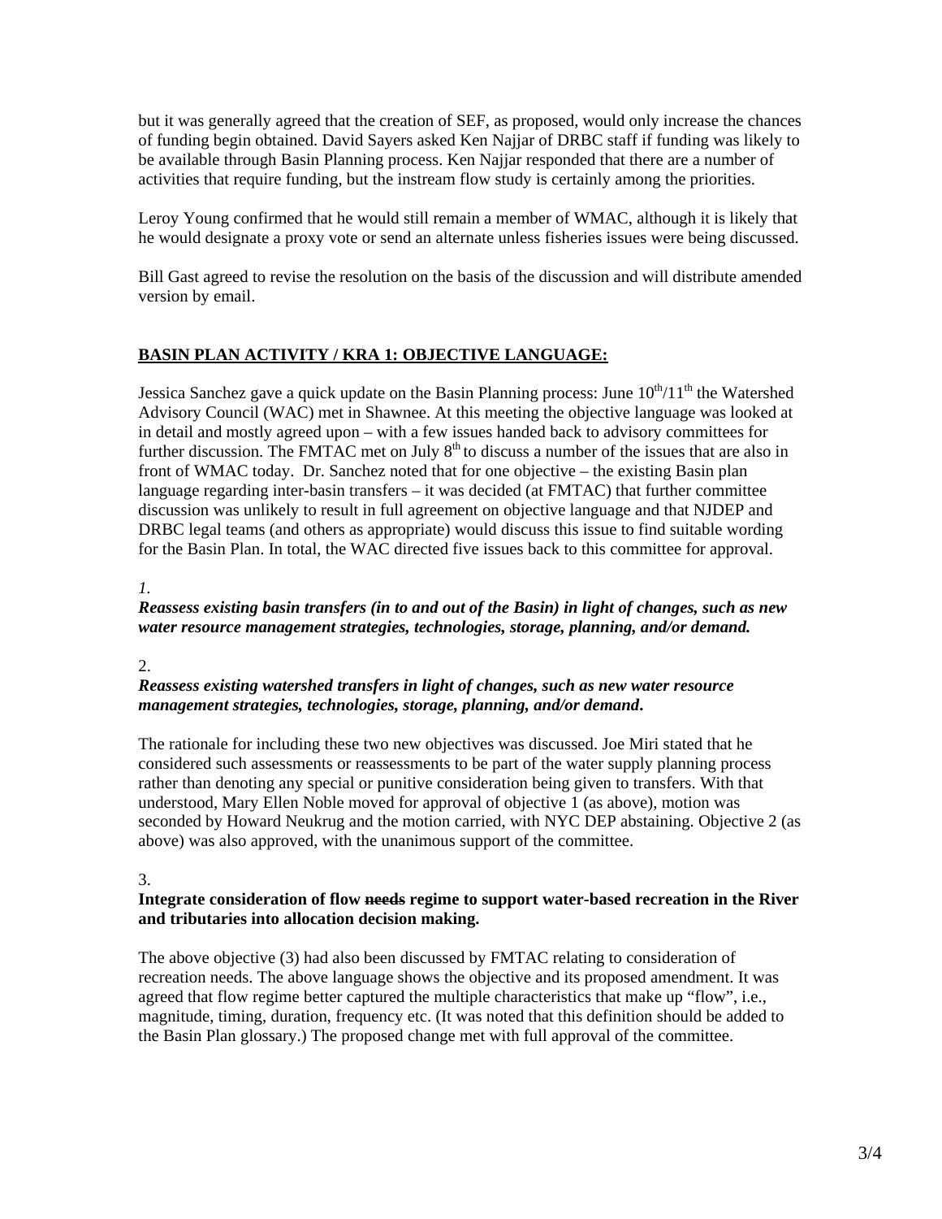but it was generally agreed that the creation of SEF, as proposed, would only increase the chances of funding begin obtained. David Sayers asked Ken Najjar of DRBC staff if funding was likely to be available through Basin Planning process. Ken Najjar responded that there are a number of activities that require funding, but the instream flow study is certainly among the priorities.

Leroy Young confirmed that he would still remain a member of WMAC, although it is likely that he would designate a proxy vote or send an alternate unless fisheries issues were being discussed.

Bill Gast agreed to revise the resolution on the basis of the discussion and will distribute amended version by email.

## BASIN PLAN ACTIVITY / KRA 1: OBJECTIVE LANGUAGE:

Jessica Sanchez gave a quick update on the Basin Planning process: June 10th/11th the Watershed Advisory Council (WAC) met in Shawnee. At this meeting the objective language was looked at in detail and mostly agreed upon – with a few issues handed back to advisory committees for further discussion. The FMTAC met on July 8th to discuss a number of the issues that are also in front of WMAC today. Dr. Sanchez noted that for one objective – the existing Basin plan language regarding inter-basin transfers – it was decided (at FMTAC) that further committee discussion was unlikely to result in full agreement on objective language and that NJDEP and DRBC legal teams (and others as appropriate) would discuss this issue to find suitable wording for the Basin Plan. In total, the WAC directed five issues back to this committee for approval.

*1.*

***Reassess existing basin transfers (in to and out of the Basin) in light of changes, such as new water resource management strategies, technologies, storage, planning, and/or demand.***

2.

***Reassess existing watershed transfers in light of changes, such as new water resource management strategies, technologies, storage, planning, and/or demand.***

The rationale for including these two new objectives was discussed. Joe Miri stated that he considered such assessments or reassessments to be part of the water supply planning process rather than denoting any special or punitive consideration being given to transfers. With that understood, Mary Ellen Noble moved for approval of objective 1 (as above), motion was seconded by Howard Neukrug and the motion carried, with NYC DEP abstaining. Objective 2 (as above) was also approved, with the unanimous support of the committee.

3.

**Integrate consideration of flow ~~needs~~ regime to support water-based recreation in the River and tributaries into allocation decision making.**

The above objective (3) had also been discussed by FMTAC relating to consideration of recreation needs. The above language shows the objective and its proposed amendment. It was agreed that flow regime better captured the multiple characteristics that make up "flow", i.e., magnitude, timing, duration, frequency etc. (It was noted that this definition should be added to the Basin Plan glossary.) The proposed change met with full approval of the committee.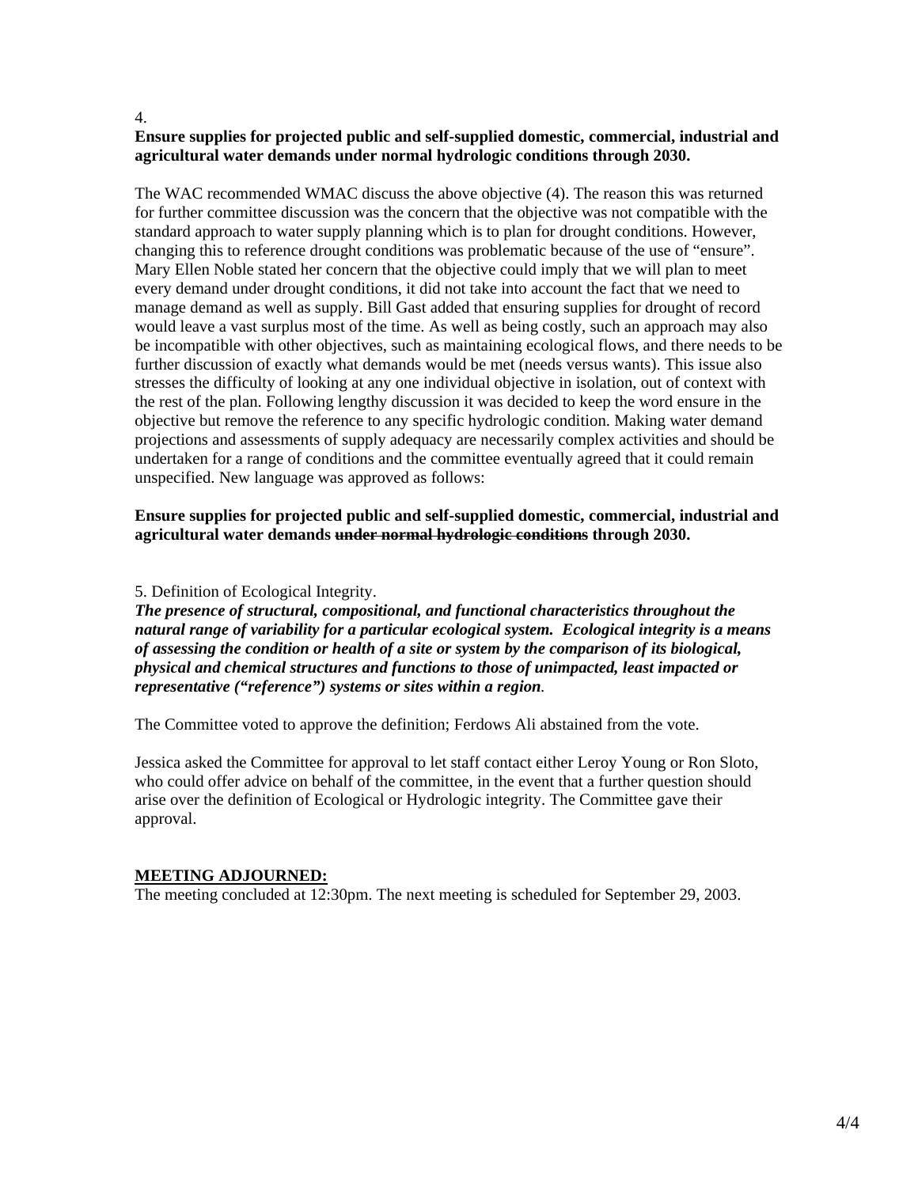4.

**Ensure supplies for projected public and self-supplied domestic, commercial, industrial and agricultural water demands under normal hydrologic conditions through 2030.**

The WAC recommended WMAC discuss the above objective (4). The reason this was returned for further committee discussion was the concern that the objective was not compatible with the standard approach to water supply planning which is to plan for drought conditions. However, changing this to reference drought conditions was problematic because of the use of "ensure". Mary Ellen Noble stated her concern that the objective could imply that we will plan to meet every demand under drought conditions, it did not take into account the fact that we need to manage demand as well as supply. Bill Gast added that ensuring supplies for drought of record would leave a vast surplus most of the time. As well as being costly, such an approach may also be incompatible with other objectives, such as maintaining ecological flows, and there needs to be further discussion of exactly what demands would be met (needs versus wants). This issue also stresses the difficulty of looking at any one individual objective in isolation, out of context with the rest of the plan. Following lengthy discussion it was decided to keep the word ensure in the objective but remove the reference to any specific hydrologic condition. Making water demand projections and assessments of supply adequacy are necessarily complex activities and should be undertaken for a range of conditions and the committee eventually agreed that it could remain unspecified. New language was approved as follows:

**Ensure supplies for projected public and self-supplied domestic, commercial, industrial and agricultural water demands ~~under normal hydrologic conditions~~ through 2030.**

5. Definition of Ecological Integrity.

***The presence of structural, compositional, and functional characteristics throughout the natural range of variability for a particular ecological system. Ecological integrity is a means of assessing the condition or health of a site or system by the comparison of its biological, physical and chemical structures and functions to those of unimpacted, least impacted or representative ("reference") systems or sites within a region.***

The Committee voted to approve the definition; Ferdows Ali abstained from the vote.

Jessica asked the Committee for approval to let staff contact either Leroy Young or Ron Sloto, who could offer advice on behalf of the committee, in the event that a further question should arise over the definition of Ecological or Hydrologic integrity. The Committee gave their approval.

**MEETING ADJOURNED:**

The meeting concluded at 12:30pm. The next meeting is scheduled for September 29, 2003.